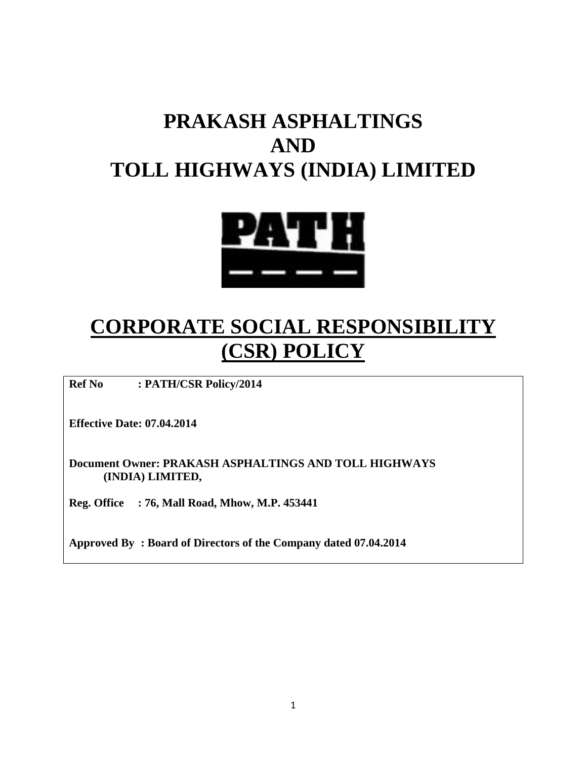# PRAKASH ASPHALTINGS AND TOLL HIGHWAYS (INDIA) LIMITED

PATH

# CORPORATE SOCIAL RESPONSIBILITY (CSR) POLICY

**Ref No : PATH/CSR Policy/2014**

**Effective Date: 07.04.2014**

**Document Owner: PRAKASH ASPHALTINGS AND TOLL HIGHWAYS (INDIA) LIMITED,**

**Reg. Office : 76, Mall Road, Mhow, M.P. 453441**

**Approved By : Board of Directors of the Company dated 07.04.2014**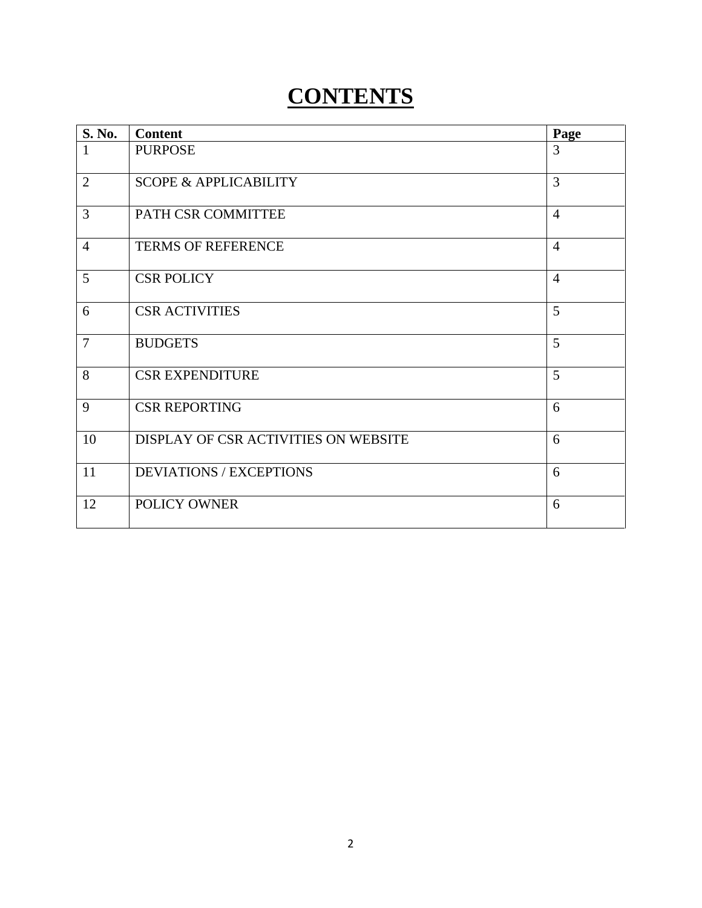# CONTENTS

| S. No. | Content | Page |
|---|---|---|
| 1 | PURPOSE | 3 |
| 2 | SCOPE & APPLICABILITY | 3 |
| 3 | PATH CSR COMMITTEE | 4 |
| 4 | TERMS OF REFERENCE | 4 |
| 5 | CSR POLICY | 4 |
| 6 | CSR ACTIVITIES | 5 |
| 7 | BUDGETS | 5 |
| 8 | CSR EXPENDITURE | 5 |
| 9 | CSR REPORTING | 6 |
| 10 | DISPLAY OF CSR ACTIVITIES ON WEBSITE | 6 |
| 11 | DEVIATIONS / EXCEPTIONS | 6 |
| 12 | POLICY OWNER | 6 |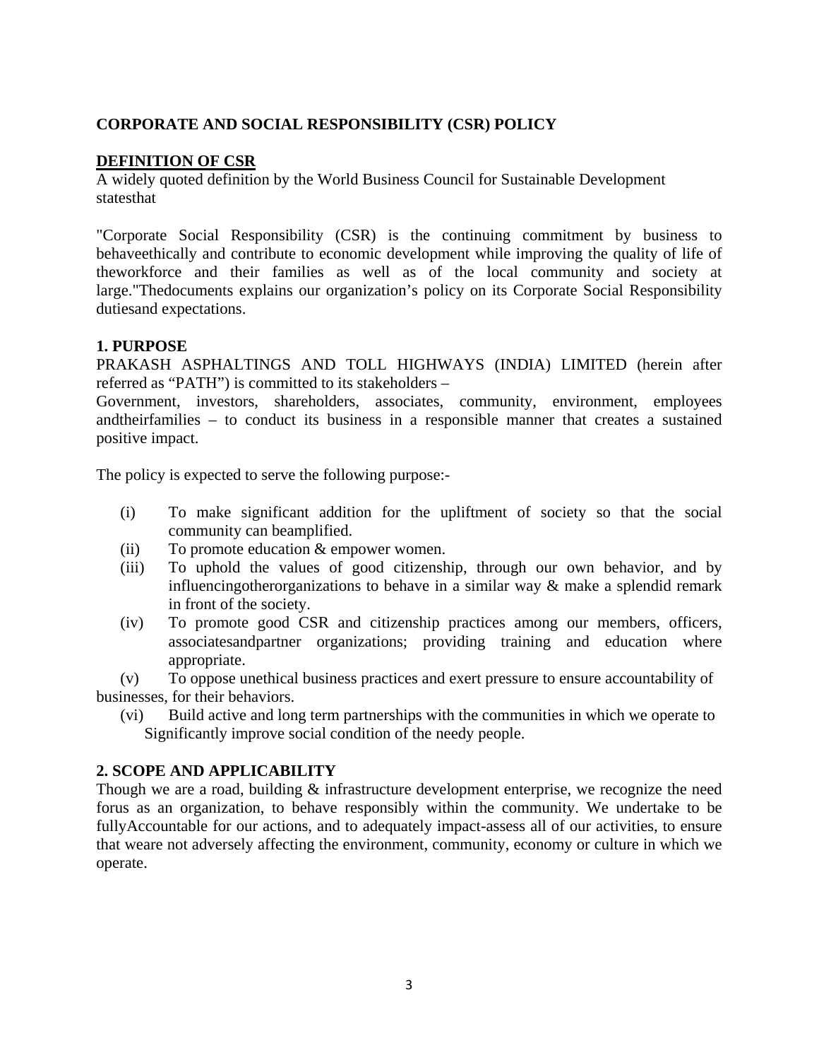**CORPORATE AND SOCIAL RESPONSIBILITY (CSR) POLICY**

**DEFINITION OF CSR**

A widely quoted definition by the World Business Council for Sustainable Development statesthat

"Corporate Social Responsibility (CSR) is the continuing commitment by business to behaveethically and contribute to economic development while improving the quality of life of theworkforce and their families as well as of the local community and society at large."Thedocuments explains our organization's policy on its Corporate Social Responsibility dutiesand expectations.

**1. PURPOSE**

PRAKASH ASPHALTINGS AND TOLL HIGHWAYS (INDIA) LIMITED (herein after referred as "PATH") is committed to its stakeholders – Government, investors, shareholders, associates, community, environment, employees andtheirfamilies – to conduct its business in a responsible manner that creates a sustained positive impact.

The policy is expected to serve the following purpose:-

(i) To make significant addition for the upliftment of society so that the social community can beamplified.

(ii) To promote education & empower women.

(iii) To uphold the values of good citizenship, through our own behavior, and by influencingotherorganizations to behave in a similar way & make a splendid remark in front of the society.

(iv) To promote good CSR and citizenship practices among our members, officers, associatesandpartner organizations; providing training and education where appropriate.

(v) To oppose unethical business practices and exert pressure to ensure accountability of businesses, for their behaviors.

(vi) Build active and long term partnerships with the communities in which we operate to Significantly improve social condition of the needy people.

**2. SCOPE AND APPLICABILITY**

Though we are a road, building & infrastructure development enterprise, we recognize the need forus as an organization, to behave responsibly within the community. We undertake to be fullyAccountable for our actions, and to adequately impact-assess all of our activities, to ensure that weare not adversely affecting the environment, community, economy or culture in which we operate.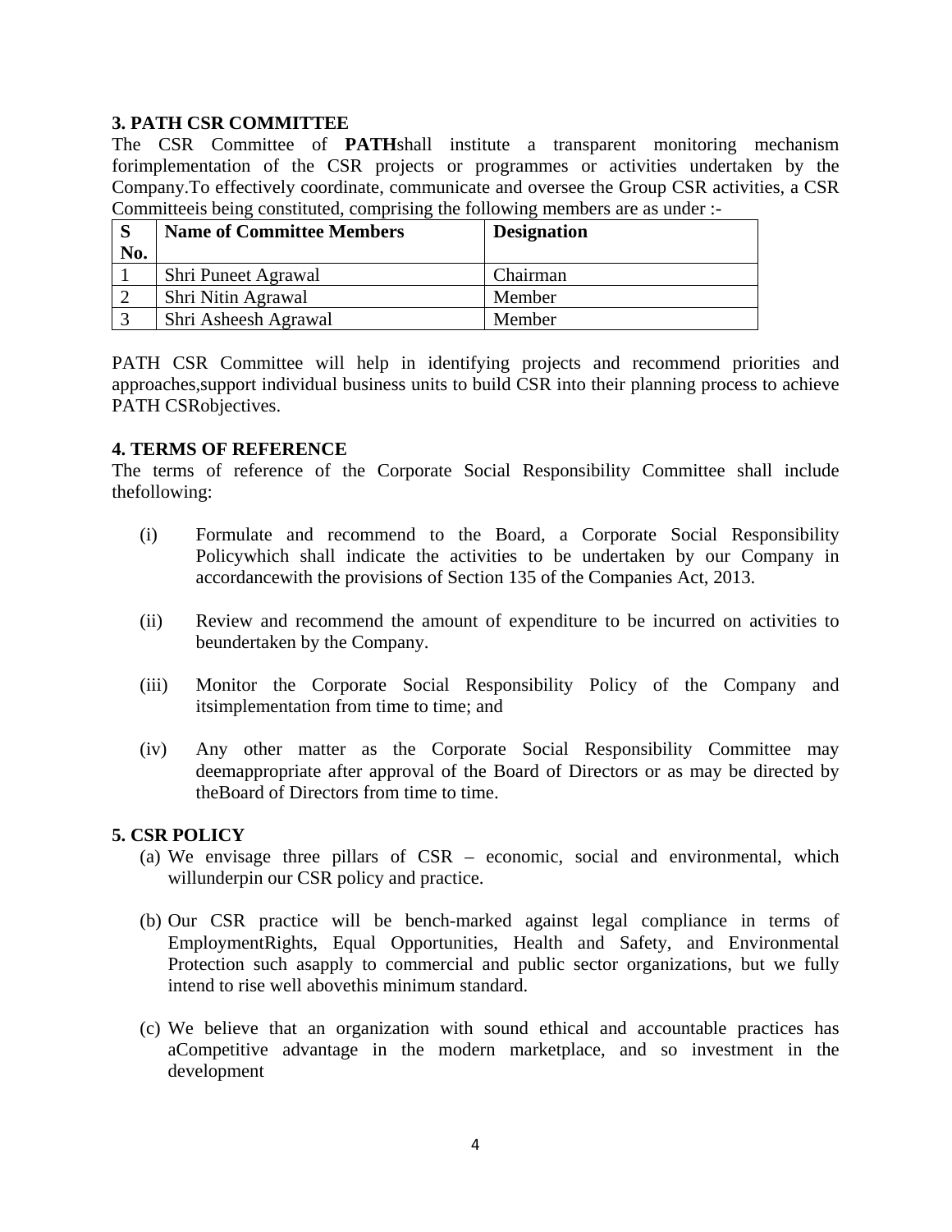### 3. PATH CSR COMMITTEE

The CSR Committee of **PATH**shall institute a transparent monitoring mechanism forimplementation of the CSR projects or programmes or activities undertaken by the Company.To effectively coordinate, communicate and oversee the Group CSR activities, a CSR Committeeis being constituted, comprising the following members are as under :-

| S No. | Name of Committee Members | Designation |
|---|---|---|
| 1 | Shri Puneet Agrawal | Chairman |
| 2 | Shri Nitin Agrawal | Member |
| 3 | Shri Asheesh Agrawal | Member |

PATH CSR Committee will help in identifying projects and recommend priorities and approaches,support individual business units to build CSR into their planning process to achieve PATH CSRobjectives.

### 4. TERMS OF REFERENCE

The terms of reference of the Corporate Social Responsibility Committee shall include thefollowing:

(i) Formulate and recommend to the Board, a Corporate Social Responsibility Policywhich shall indicate the activities to be undertaken by our Company in accordancewith the provisions of Section 135 of the Companies Act, 2013.

(ii) Review and recommend the amount of expenditure to be incurred on activities to beundertaken by the Company.

(iii) Monitor the Corporate Social Responsibility Policy of the Company and itsimplementation from time to time; and

(iv) Any other matter as the Corporate Social Responsibility Committee may deemappropriate after approval of the Board of Directors or as may be directed by theBoard of Directors from time to time.

### 5. CSR POLICY

(a) We envisage three pillars of CSR – economic, social and environmental, which willunderpin our CSR policy and practice.

(b) Our CSR practice will be bench-marked against legal compliance in terms of EmploymentRights, Equal Opportunities, Health and Safety, and Environmental Protection such asapply to commercial and public sector organizations, but we fully intend to rise well abovethis minimum standard.

(c) We believe that an organization with sound ethical and accountable practices has aCompetitive advantage in the modern marketplace, and so investment in the development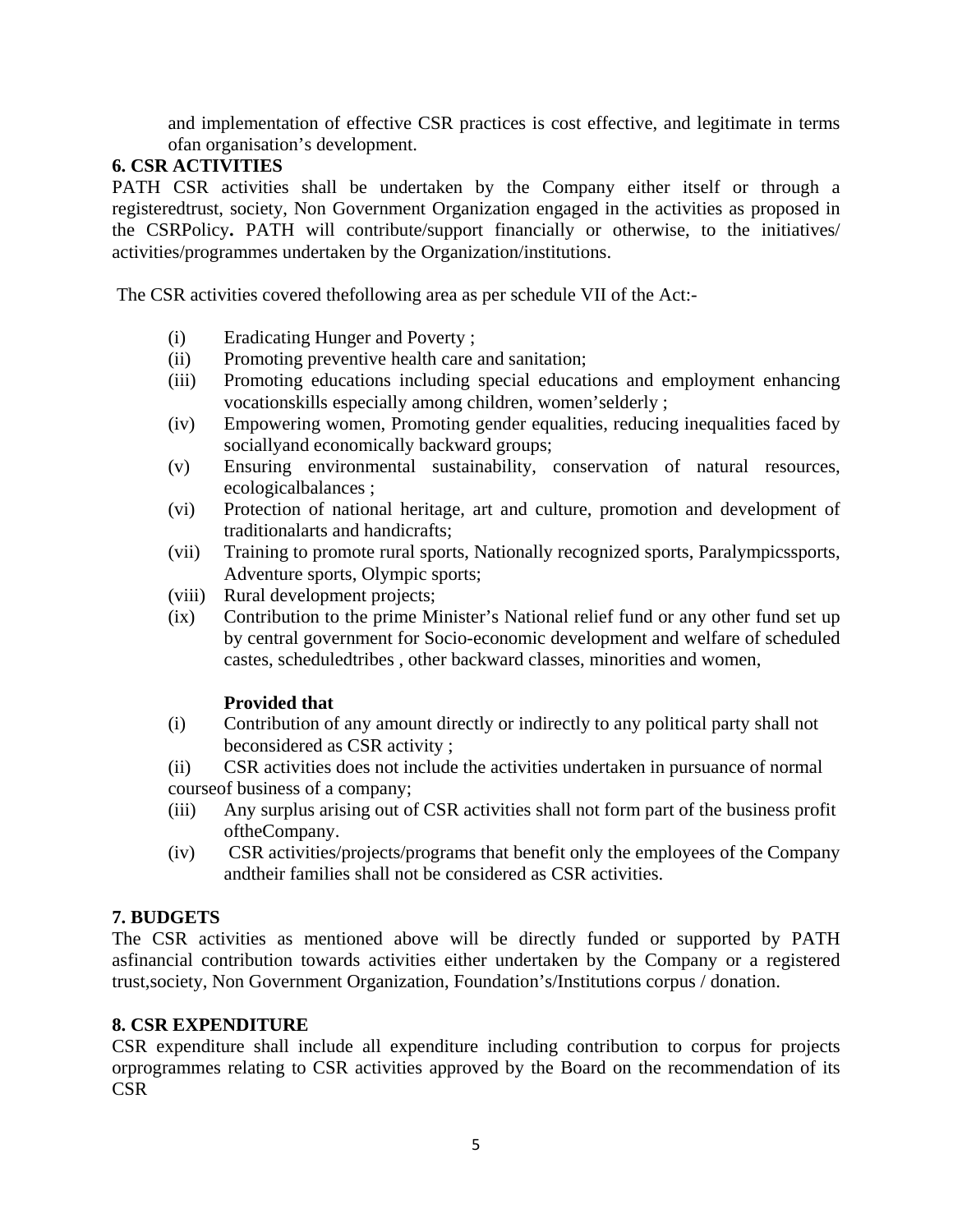and implementation of effective CSR practices is cost effective, and legitimate in terms ofan organisation's development.

**6. CSR ACTIVITIES**

PATH CSR activities shall be undertaken by the Company either itself or through a registeredtrust, society, Non Government Organization engaged in the activities as proposed in the CSRPolicy**.** PATH will contribute/support financially or otherwise, to the initiatives/ activities/programmes undertaken by the Organization/institutions.

The CSR activities covered thefollowing area as per schedule VII of the Act:-

(i) Eradicating Hunger and Poverty ;
(ii) Promoting preventive health care and sanitation;
(iii) Promoting educations including special educations and employment enhancing vocationskills especially among children, women'selderly ;
(iv) Empowering women, Promoting gender equalities, reducing inequalities faced by sociallyand economically backward groups;
(v) Ensuring environmental sustainability, conservation of natural resources, ecologicalbalances ;
(vi) Protection of national heritage, art and culture, promotion and development of traditionalarts and handicrafts;
(vii) Training to promote rural sports, Nationally recognized sports, Paralympicssports, Adventure sports, Olympic sports;
(viii) Rural development projects;
(ix) Contribution to the prime Minister's National relief fund or any other fund set up by central government for Socio-economic development and welfare of scheduled castes, scheduledtribes , other backward classes, minorities and women,

**Provided that**

(i) Contribution of any amount directly or indirectly to any political party shall not beconsidered as CSR activity ;
(ii) CSR activities does not include the activities undertaken in pursuance of normal courseof business of a company;
(iii) Any surplus arising out of CSR activities shall not form part of the business profit oftheCompany.
(iv) CSR activities/projects/programs that benefit only the employees of the Company andtheir families shall not be considered as CSR activities.

**7. BUDGETS**

The CSR activities as mentioned above will be directly funded or supported by PATH asfinancial contribution towards activities either undertaken by the Company or a registered trust,society, Non Government Organization, Foundation's/Institutions corpus / donation.

**8. CSR EXPENDITURE**

CSR expenditure shall include all expenditure including contribution to corpus for projects orprogrammes relating to CSR activities approved by the Board on the recommendation of its CSR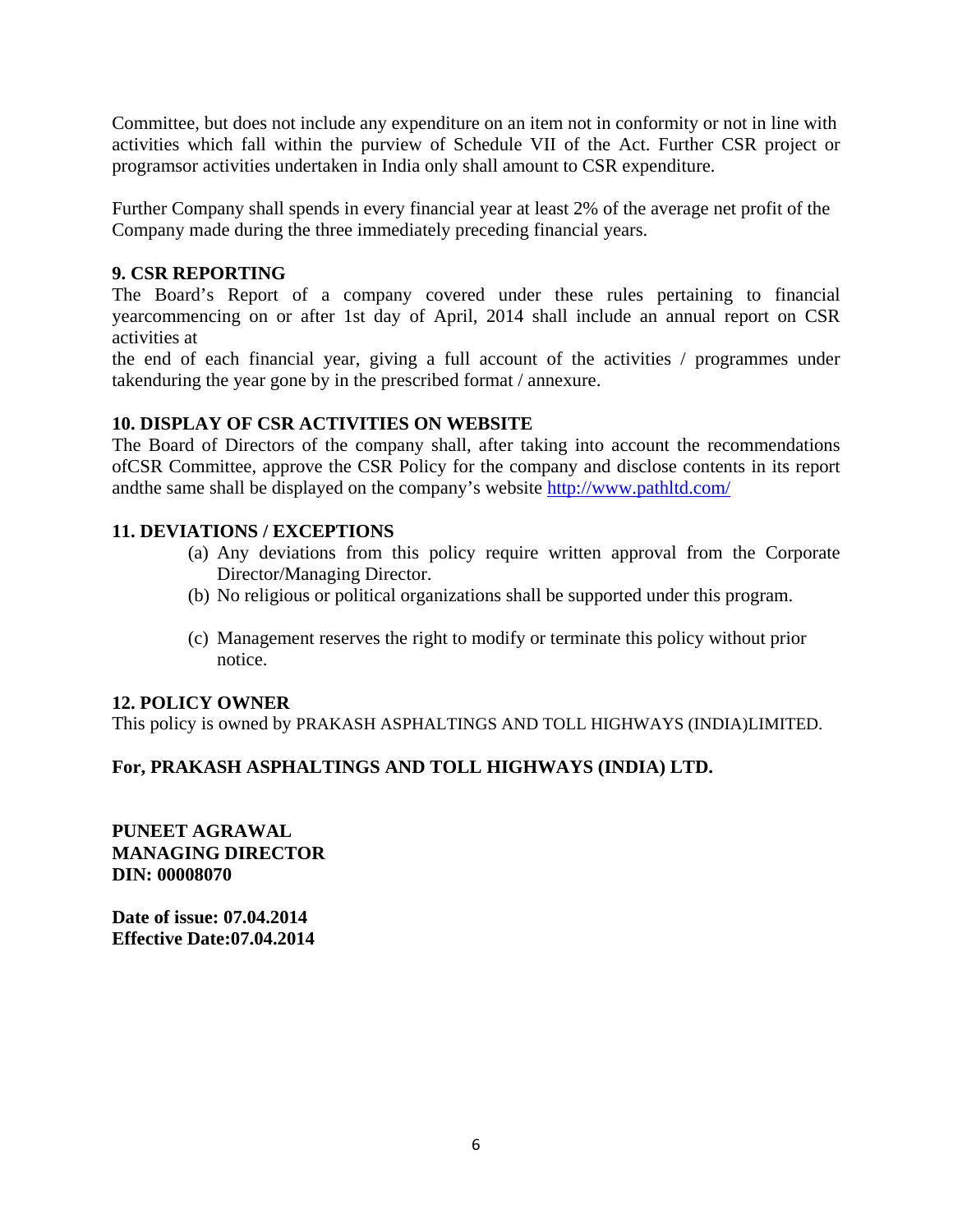Committee, but does not include any expenditure on an item not in conformity or not in line with activities which fall within the purview of Schedule VII of the Act. Further CSR project or programsor activities undertaken in India only shall amount to CSR expenditure.

Further Company shall spends in every financial year at least 2% of the average net profit of the Company made during the three immediately preceding financial years.

**9. CSR REPORTING**

The Board's Report of a company covered under these rules pertaining to financial yearcommencing on or after 1st day of April, 2014 shall include an annual report on CSR activities at

the end of each financial year, giving a full account of the activities / programmes under takenduring the year gone by in the prescribed format / annexure.

**10. DISPLAY OF CSR ACTIVITIES ON WEBSITE**

The Board of Directors of the company shall, after taking into account the recommendations ofCSR Committee, approve the CSR Policy for the company and disclose contents in its report andthe same shall be displayed on the company's website http://www.pathltd.com/

**11. DEVIATIONS / EXCEPTIONS**

(a) Any deviations from this policy require written approval from the Corporate Director/Managing Director.
(b) No religious or political organizations shall be supported under this program.
(c) Management reserves the right to modify or terminate this policy without prior notice.

**12. POLICY OWNER**

This policy is owned by PRAKASH ASPHALTINGS AND TOLL HIGHWAYS (INDIA)LIMITED.

**For, PRAKASH ASPHALTINGS AND TOLL HIGHWAYS (INDIA) LTD.**

**PUNEET AGRAWAL**
**MANAGING DIRECTOR**
**DIN: 00008070**

**Date of issue: 07.04.2014**
**Effective Date:07.04.2014**